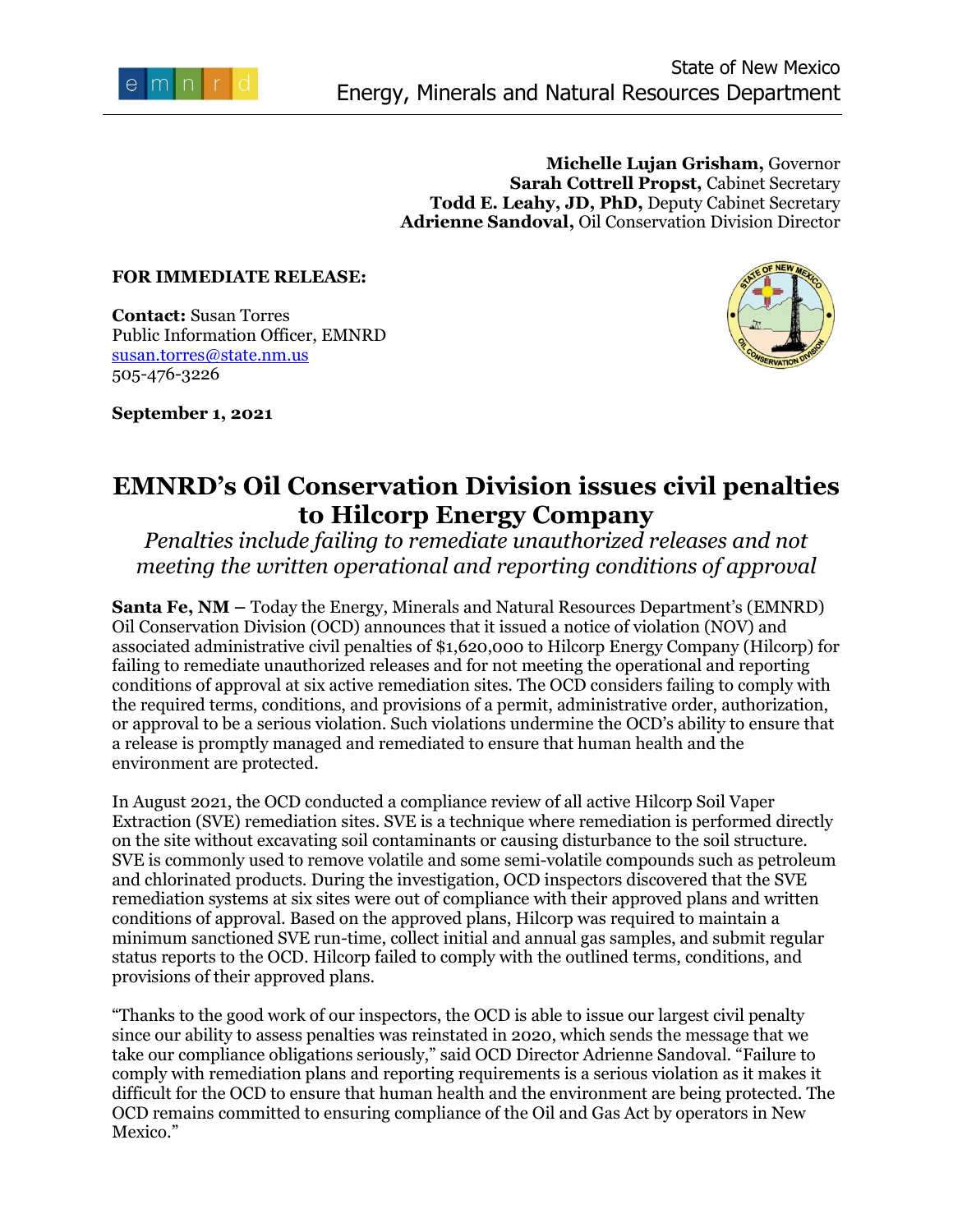State of New Mexico
Energy, Minerals and Natural Resources Department

**Michelle Lujan Grisham,** Governor
**Sarah Cottrell Propst,** Cabinet Secretary
**Todd E. Leahy, JD, PhD,** Deputy Cabinet Secretary
**Adrienne Sandoval,** Oil Conservation Division Director

**FOR IMMEDIATE RELEASE:**

**Contact:** Susan Torres
Public Information Officer, EMNRD
susan.torres@state.nm.us
505-476-3226

**September 1, 2021**

# EMNRD's Oil Conservation Division issues civil penalties to Hilcorp Energy Company

*Penalties include failing to remediate unauthorized releases and not meeting the written operational and reporting conditions of approval*

**Santa Fe, NM –** Today the Energy, Minerals and Natural Resources Department's (EMNRD) Oil Conservation Division (OCD) announces that it issued a notice of violation (NOV) and associated administrative civil penalties of $1,620,000 to Hilcorp Energy Company (Hilcorp) for failing to remediate unauthorized releases and for not meeting the operational and reporting conditions of approval at six active remediation sites. The OCD considers failing to comply with the required terms, conditions, and provisions of a permit, administrative order, authorization, or approval to be a serious violation. Such violations undermine the OCD's ability to ensure that a release is promptly managed and remediated to ensure that human health and the environment are protected.

In August 2021, the OCD conducted a compliance review of all active Hilcorp Soil Vaper Extraction (SVE) remediation sites. SVE is a technique where remediation is performed directly on the site without excavating soil contaminants or causing disturbance to the soil structure. SVE is commonly used to remove volatile and some semi-volatile compounds such as petroleum and chlorinated products. During the investigation, OCD inspectors discovered that the SVE remediation systems at six sites were out of compliance with their approved plans and written conditions of approval. Based on the approved plans, Hilcorp was required to maintain a minimum sanctioned SVE run-time, collect initial and annual gas samples, and submit regular status reports to the OCD. Hilcorp failed to comply with the outlined terms, conditions, and provisions of their approved plans.

"Thanks to the good work of our inspectors, the OCD is able to issue our largest civil penalty since our ability to assess penalties was reinstated in 2020, which sends the message that we take our compliance obligations seriously," said OCD Director Adrienne Sandoval. "Failure to comply with remediation plans and reporting requirements is a serious violation as it makes it difficult for the OCD to ensure that human health and the environment are being protected. The OCD remains committed to ensuring compliance of the Oil and Gas Act by operators in New Mexico."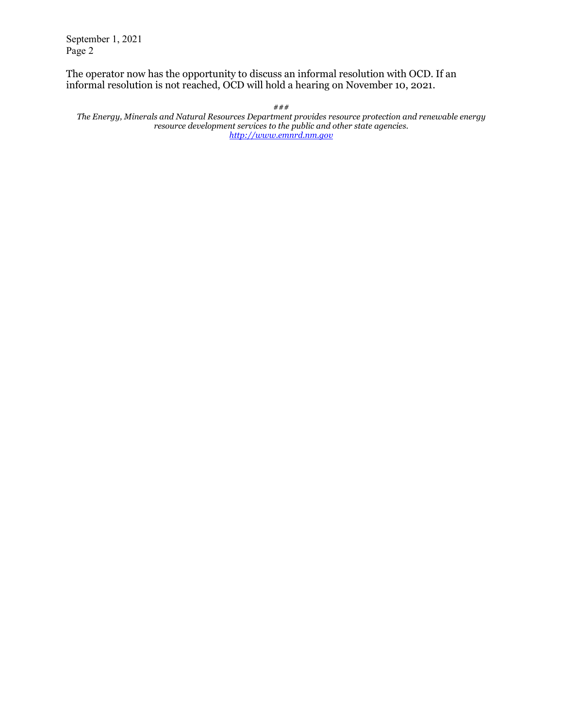The operator now has the opportunity to discuss an informal resolution with OCD. If an informal resolution is not reached, OCD will hold a hearing on November 10, 2021.

*###*

*The Energy, Minerals and Natural Resources Department provides resource protection and renewable energy resource development services to the public and other state agencies.*
*[http://www.emnrd.nm.gov](http://www.emnrd.nm.gov)*